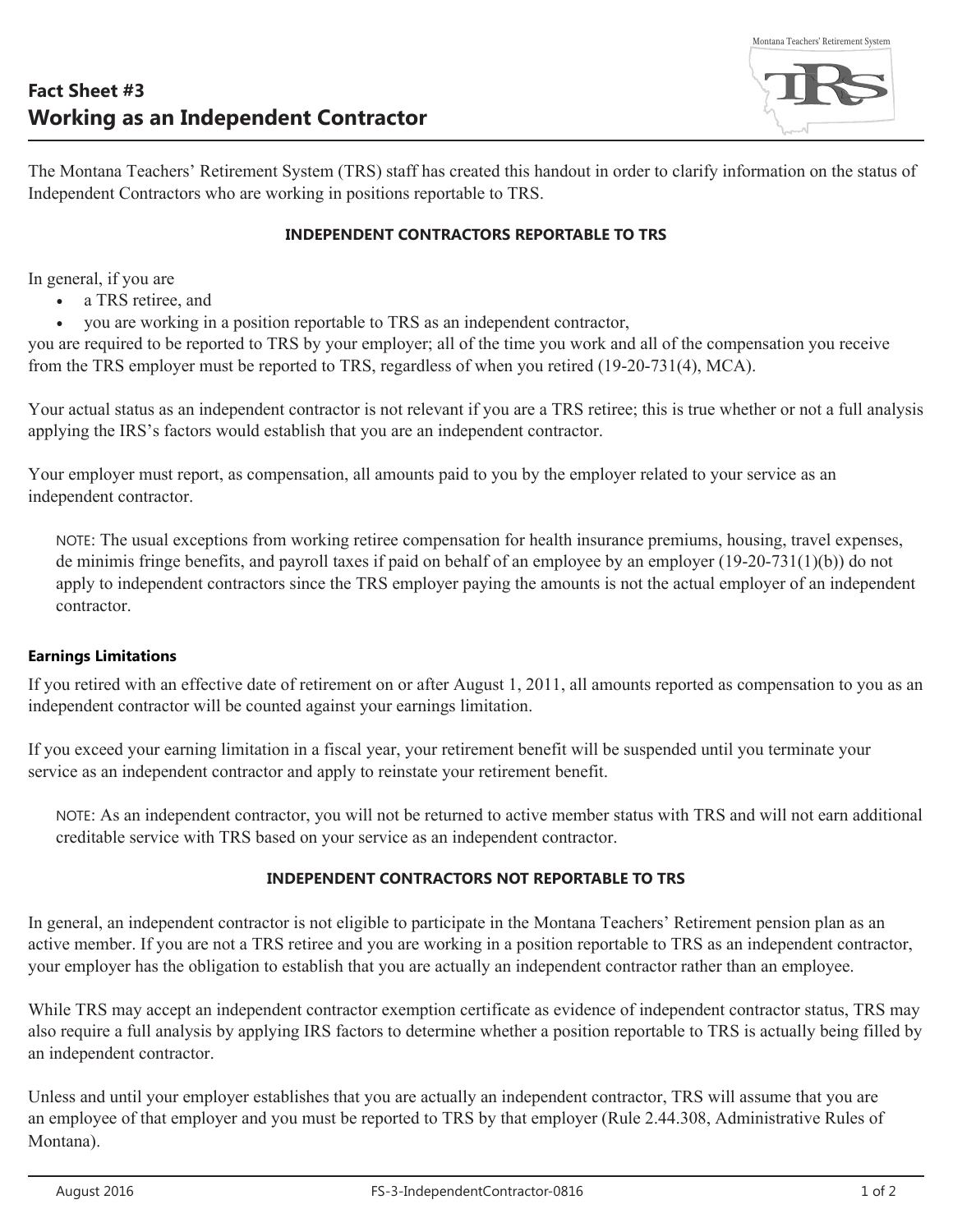## Fact Sheet #3
# Working as an Independent Contractor

The Montana Teachers' Retirement System (TRS) staff has created this handout in order to clarify information on the status of Independent Contractors who are working in positions reportable to TRS.

### INDEPENDENT CONTRACTORS REPORTABLE TO TRS

In general, if you are

- a TRS retiree, and
- you are working in a position reportable to TRS as an independent contractor,

you are required to be reported to TRS by your employer; all of the time you work and all of the compensation you receive from the TRS employer must be reported to TRS, regardless of when you retired (19-20-731(4), MCA).

Your actual status as an independent contractor is not relevant if you are a TRS retiree; this is true whether or not a full analysis applying the IRS's factors would establish that you are an independent contractor.

Your employer must report, as compensation, all amounts paid to you by the employer related to your service as an independent contractor.

> NOTE: The usual exceptions from working retiree compensation for health insurance premiums, housing, travel expenses, de minimis fringe benefits, and payroll taxes if paid on behalf of an employee by an employer (19-20-731(1)(b)) do not apply to independent contractors since the TRS employer paying the amounts is not the actual employer of an independent contractor.

#### Earnings Limitations

If you retired with an effective date of retirement on or after August 1, 2011, all amounts reported as compensation to you as an independent contractor will be counted against your earnings limitation.

If you exceed your earning limitation in a fiscal year, your retirement benefit will be suspended until you terminate your service as an independent contractor and apply to reinstate your retirement benefit.

> NOTE: As an independent contractor, you will not be returned to active member status with TRS and will not earn additional creditable service with TRS based on your service as an independent contractor.

### INDEPENDENT CONTRACTORS NOT REPORTABLE TO TRS

In general, an independent contractor is not eligible to participate in the Montana Teachers' Retirement pension plan as an active member. If you are not a TRS retiree and you are working in a position reportable to TRS as an independent contractor, your employer has the obligation to establish that you are actually an independent contractor rather than an employee.

While TRS may accept an independent contractor exemption certificate as evidence of independent contractor status, TRS may also require a full analysis by applying IRS factors to determine whether a position reportable to TRS is actually being filled by an independent contractor.

Unless and until your employer establishes that you are actually an independent contractor, TRS will assume that you are an employee of that employer and you must be reported to TRS by that employer (Rule 2.44.308, Administrative Rules of Montana).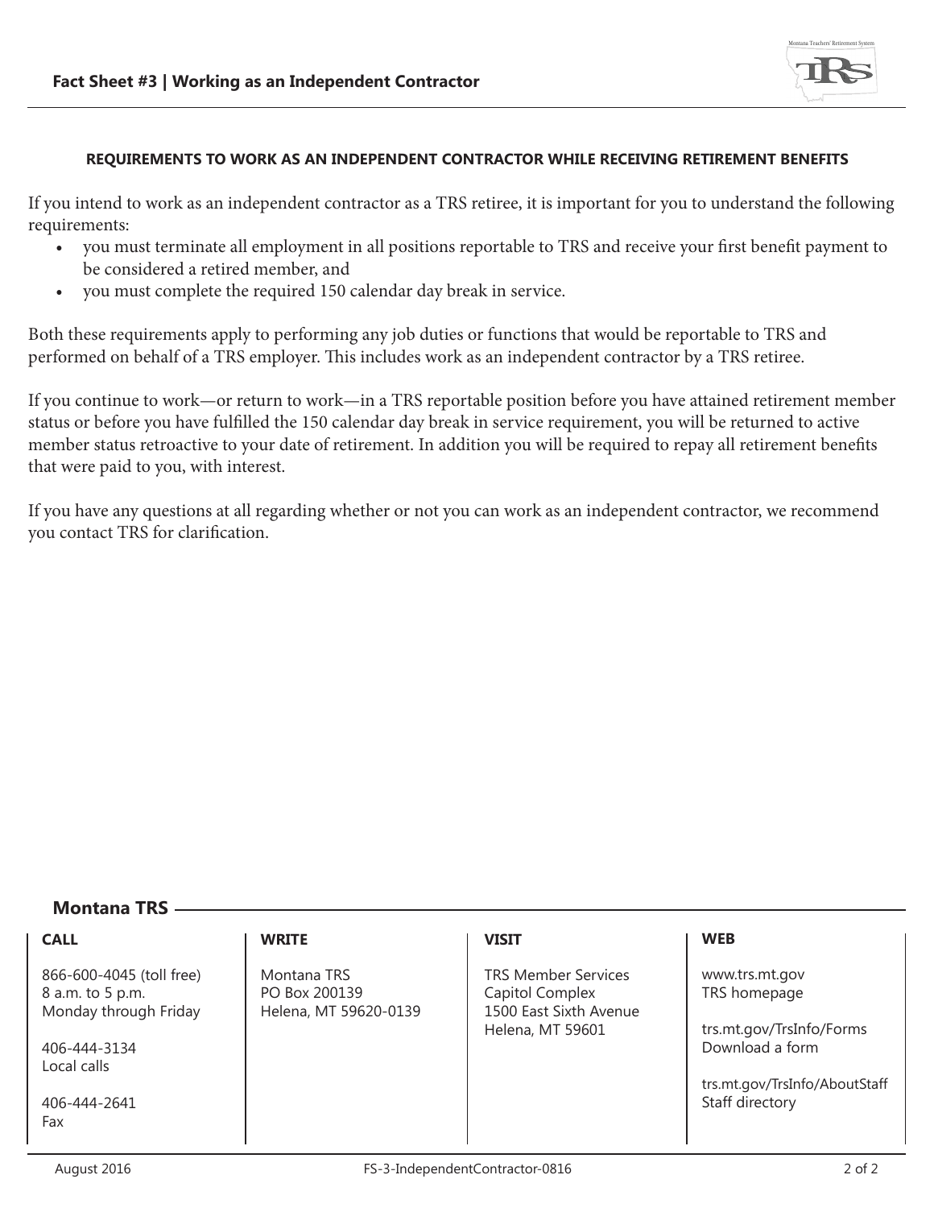### REQUIREMENTS TO WORK AS AN INDEPENDENT CONTRACTOR WHILE RECEIVING RETIREMENT BENEFITS

If you intend to work as an independent contractor as a TRS retiree, it is important for you to understand the following requirements:

- you must terminate all employment in all positions reportable to TRS and receive your first benefit payment to be considered a retired member, and
- you must complete the required 150 calendar day break in service.

Both these requirements apply to performing any job duties or functions that would be reportable to TRS and performed on behalf of a TRS employer. This includes work as an independent contractor by a TRS retiree.

If you continue to work—or return to work—in a TRS reportable position before you have attained retirement member status or before you have fulfilled the 150 calendar day break in service requirement, you will be returned to active member status retroactive to your date of retirement. In addition you will be required to repay all retirement benefits that were paid to you, with interest.

If you have any questions at all regarding whether or not you can work as an independent contractor, we recommend you contact TRS for clarification.

## Montana TRS

**CALL**

866-600-4045 (toll free)
8 a.m. to 5 p.m.
Monday through Friday

406-444-3134
Local calls

406-444-2641
Fax

**WRITE**

Montana TRS
PO Box 200139
Helena, MT 59620-0139

**VISIT**

TRS Member Services
Capitol Complex
1500 East Sixth Avenue
Helena, MT 59601

**WEB**

www.trs.mt.gov
TRS homepage

trs.mt.gov/TrsInfo/Forms
Download a form

trs.mt.gov/TrsInfo/AboutStaff
Staff directory